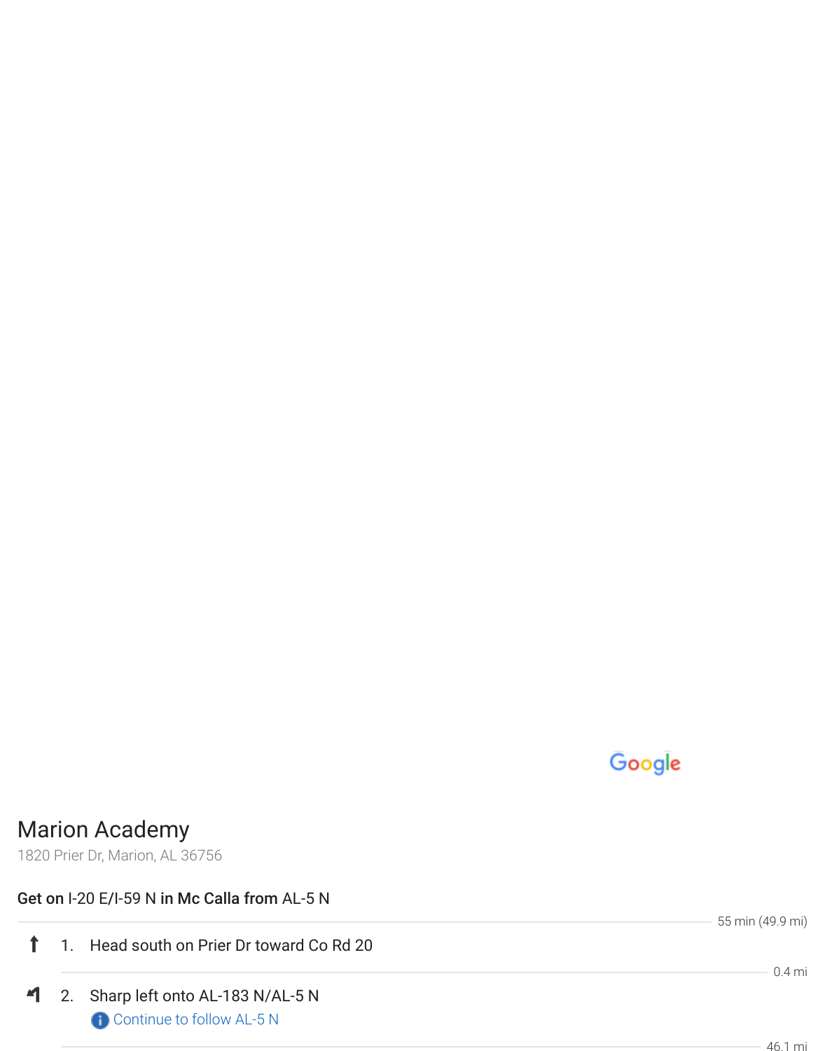Marion Academy

1820 Prier Dr, Marion, AL 36756

**Get on** I-20 E/I-59 N **in Mc Calla from** AL-5 N

55 min (49.9 mi)

1. Head south on Prier Dr toward Co Rd 20

0.4 mi

2. Sharp left onto AL-183 N/AL-5 N

Continue to follow AL-5 N

46.1 mi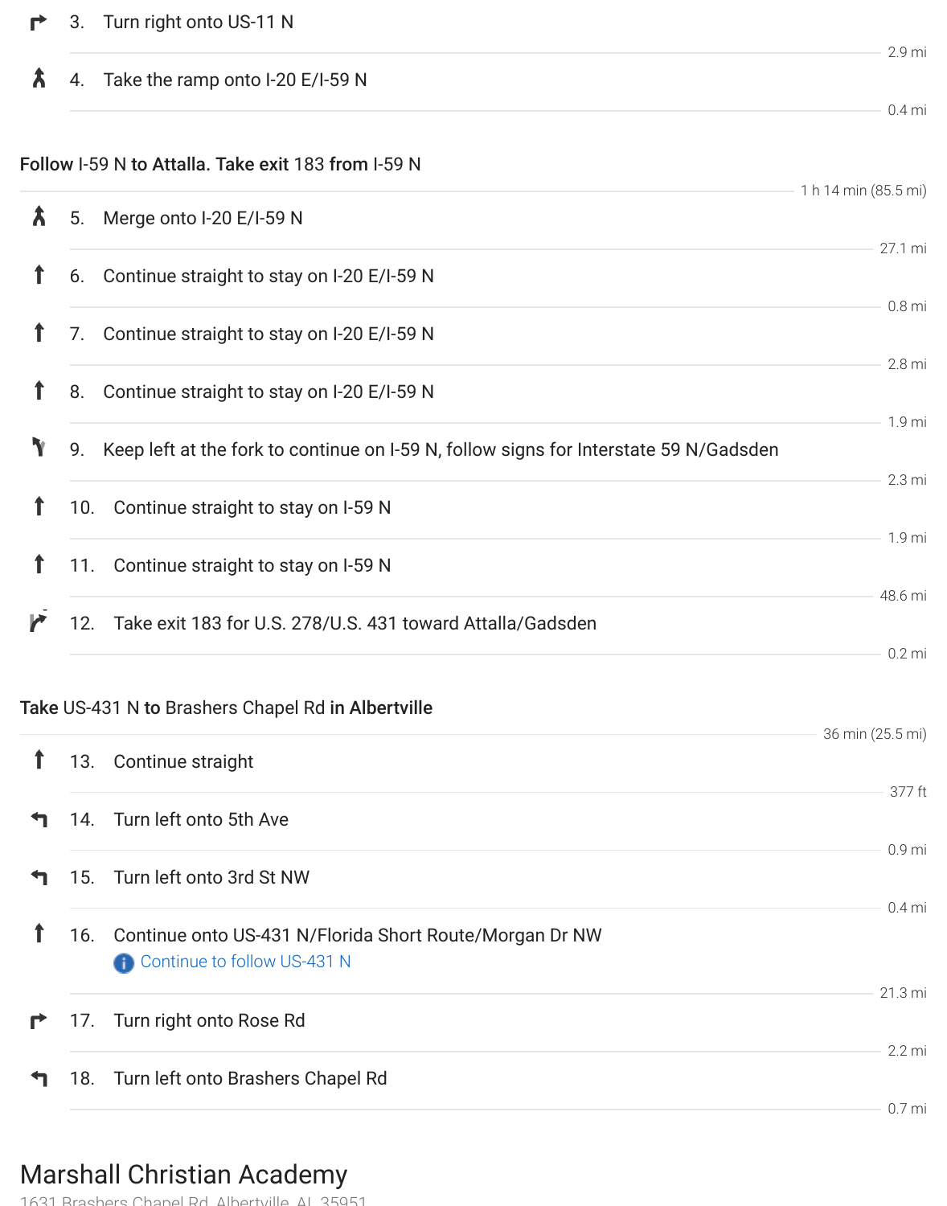3. Turn right onto US-11 N

2.9 mi

4. Take the ramp onto I-20 E/I-59 N

0.4 mi

**Follow** I-59 N **to Attalla. Take exit** 183 **from** I-59 N

1 h 14 min (85.5 mi)

5. Merge onto I-20 E/I-59 N

27.1 mi

6. Continue straight to stay on I-20 E/I-59 N

0.8 mi

7. Continue straight to stay on I-20 E/I-59 N

2.8 mi

8. Continue straight to stay on I-20 E/I-59 N

1.9 mi

9. Keep left at the fork to continue on I-59 N, follow signs for Interstate 59 N/Gadsden

2.3 mi

10. Continue straight to stay on I-59 N

1.9 mi

11. Continue straight to stay on I-59 N

48.6 mi

12. Take exit 183 for U.S. 278/U.S. 431 toward Attalla/Gadsden

0.2 mi

**Take** US-431 N **to** Brashers Chapel Rd **in Albertville**

36 min (25.5 mi)

13. Continue straight

377 ft

14. Turn left onto 5th Ave

0.9 mi

15. Turn left onto 3rd St NW

0.4 mi

16. Continue onto US-431 N/Florida Short Route/Morgan Dr NW
    Continue to follow US-431 N

21.3 mi

17. Turn right onto Rose Rd

2.2 mi

18. Turn left onto Brashers Chapel Rd

0.7 mi

# Marshall Christian Academy

1631 Brashers Chapel Rd, Albertville, AL 35951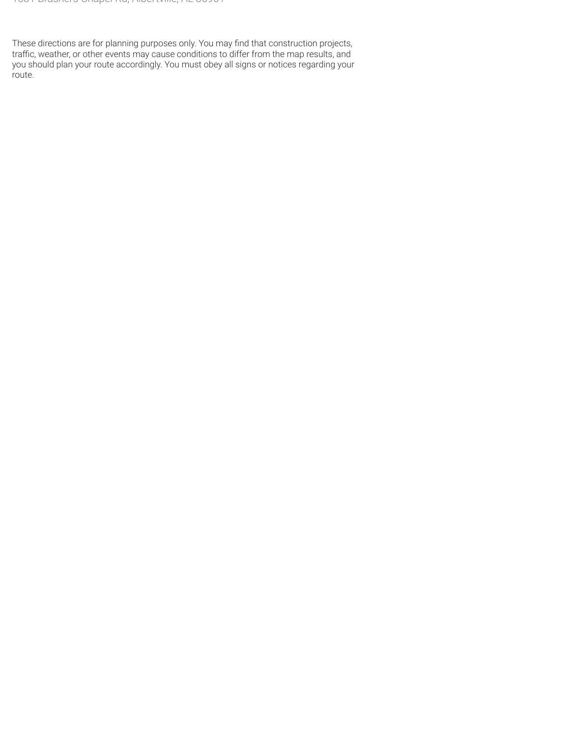1681 Brashers Chapel Rd, Albertville, AL 35951

These directions are for planning purposes only. You may find that construction projects, traffic, weather, or other events may cause conditions to differ from the map results, and you should plan your route accordingly. You must obey all signs or notices regarding your route.